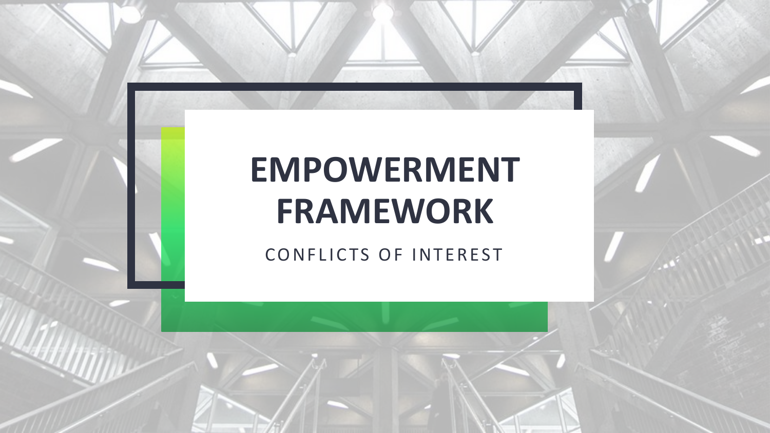# EMPOWERMENT FRAMEWORK

CONFLICTS OF INTEREST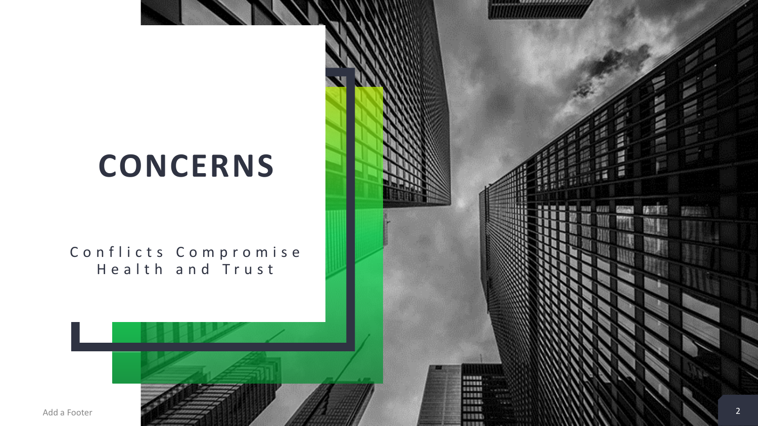# CONCERNS

Conflicts Compromise Health and Trust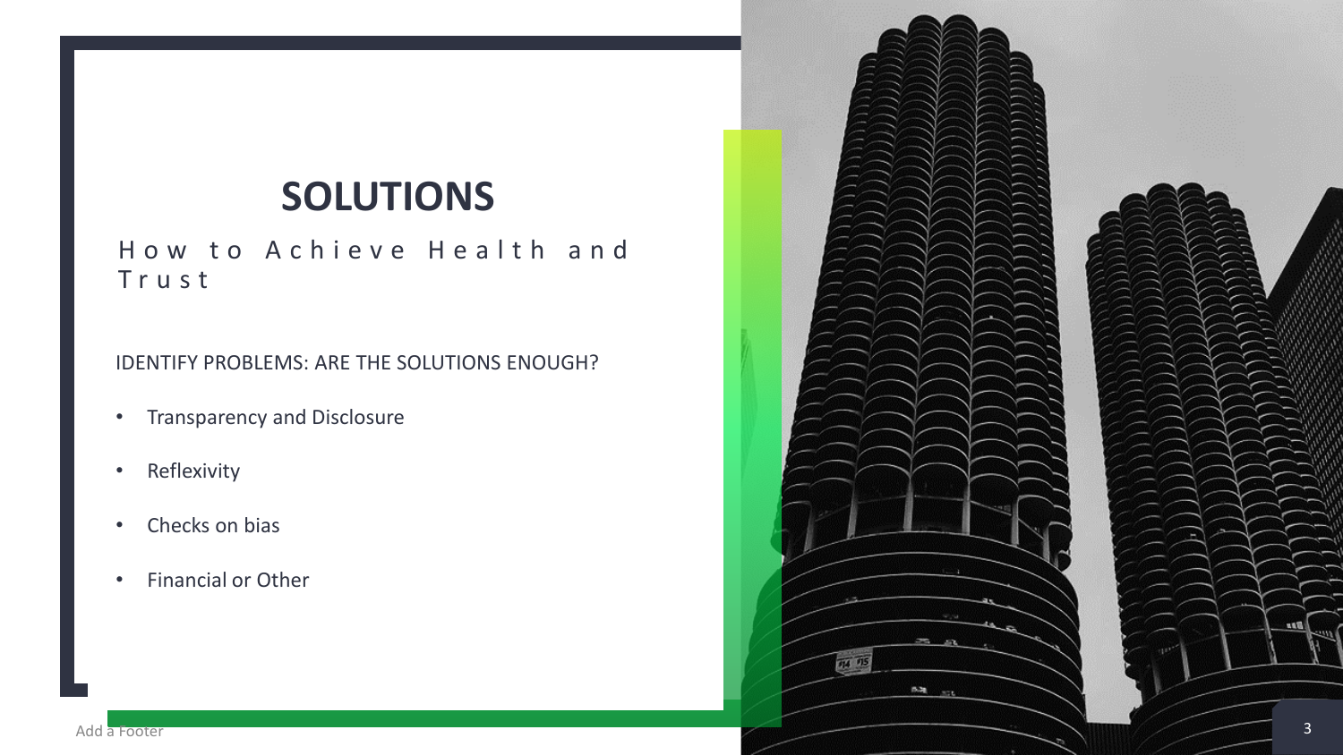# SOLUTIONS

How to Achieve Health and Trust

IDENTIFY PROBLEMS: ARE THE SOLUTIONS ENOUGH?

- Transparency and Disclosure
- Reflexivity
- Checks on bias
- Financial or Other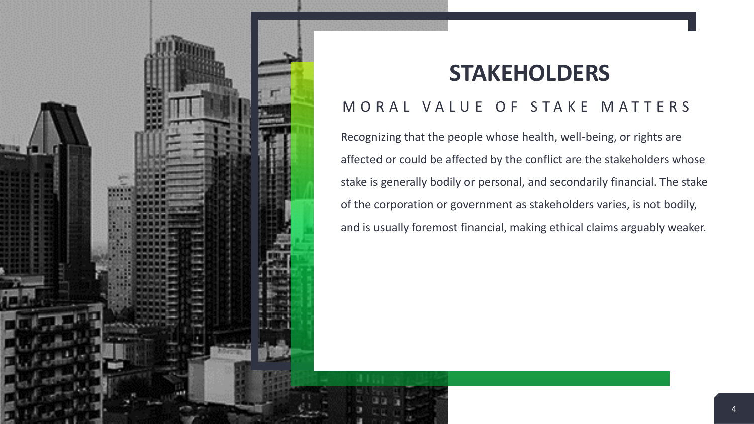# STAKEHOLDERS

## MORAL VALUE OF STAKE MATTERS

Recognizing that the people whose health, well-being, or rights are affected or could be affected by the conflict are the stakeholders whose stake is generally bodily or personal, and secondarily financial. The stake of the corporation or government as stakeholders varies, is not bodily, and is usually foremost financial, making ethical claims arguably weaker.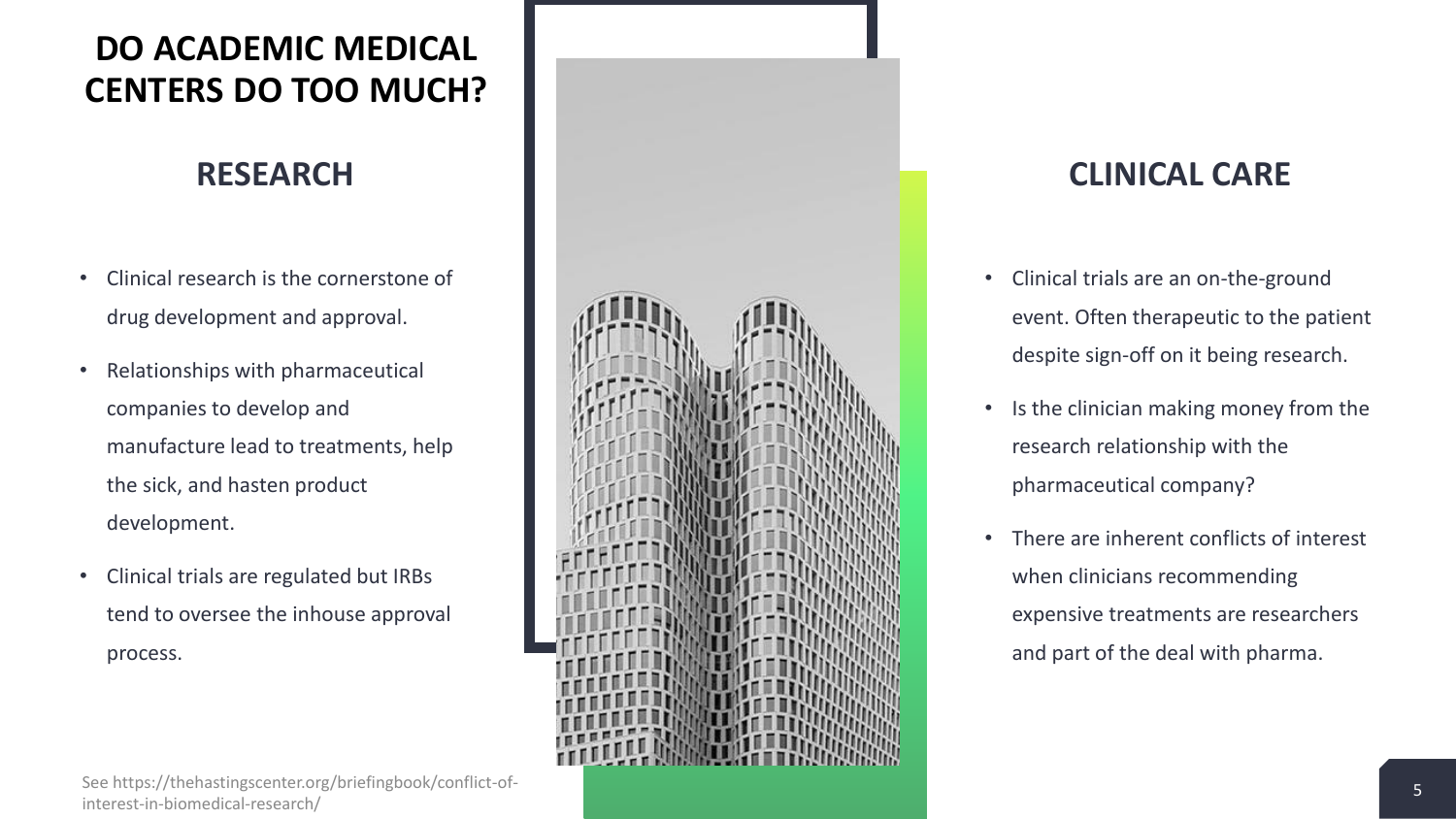# DO ACADEMIC MEDICAL CENTERS DO TOO MUCH?

## RESEARCH

- Clinical research is the cornerstone of drug development and approval.
- Relationships with pharmaceutical companies to develop and manufacture lead to treatments, help the sick, and hasten product development.
- Clinical trials are regulated but IRBs tend to oversee the inhouse approval process.

## CLINICAL CARE

- Clinical trials are an on-the-ground event. Often therapeutic to the patient despite sign-off on it being research.
- Is the clinician making money from the research relationship with the pharmaceutical company?
- There are inherent conflicts of interest when clinicians recommending expensive treatments are researchers and part of the deal with pharma.

See https://thehastingscenter.org/briefingbook/conflict-of-interest-in-biomedical-research/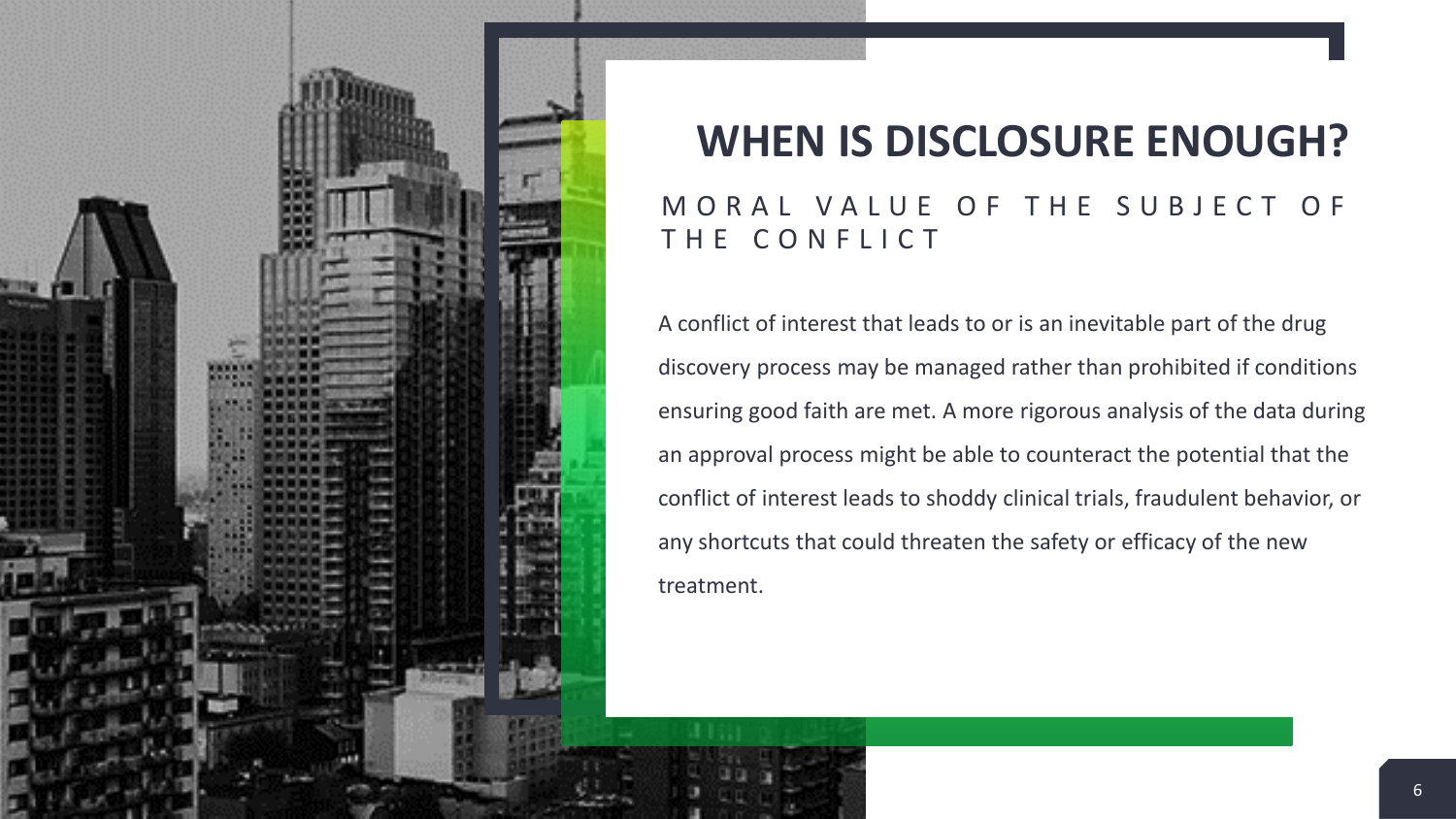# WHEN IS DISCLOSURE ENOUGH?

## MORAL VALUE OF THE SUBJECT OF THE CONFLICT

A conflict of interest that leads to or is an inevitable part of the drug discovery process may be managed rather than prohibited if conditions ensuring good faith are met. A more rigorous analysis of the data during an approval process might be able to counteract the potential that the conflict of interest leads to shoddy clinical trials, fraudulent behavior, or any shortcuts that could threaten the safety or efficacy of the new treatment.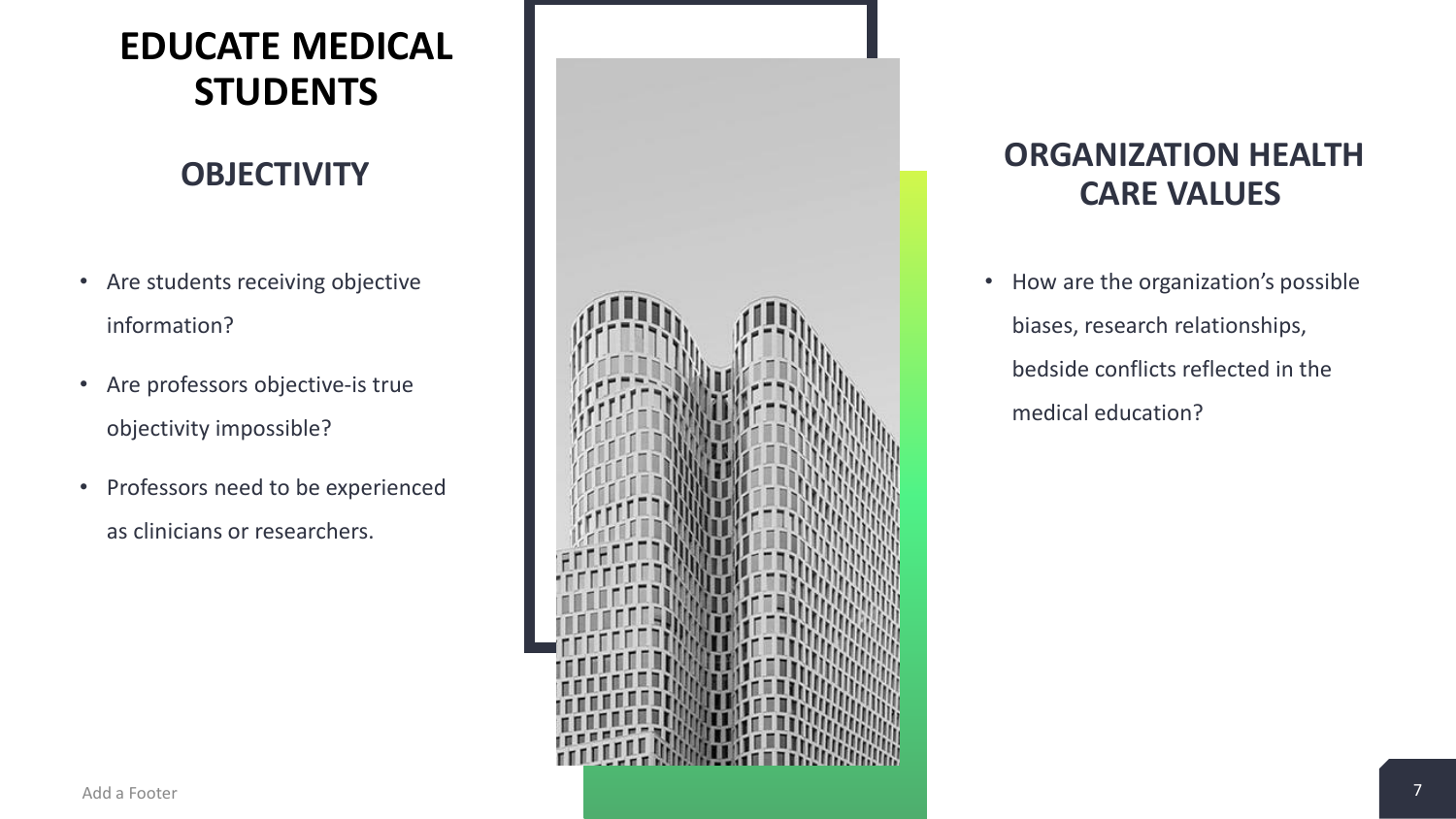# EDUCATE MEDICAL STUDENTS

## OBJECTIVITY

- Are students receiving objective information?
- Are professors objective-is true objectivity impossible?
- Professors need to be experienced as clinicians or researchers.

## ORGANIZATION HEALTH CARE VALUES

- How are the organization's possible biases, research relationships, bedside conflicts reflected in the medical education?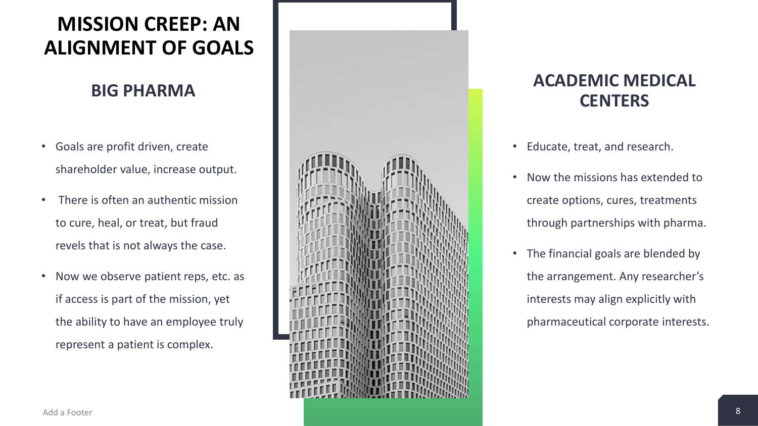# MISSION CREEP: AN ALIGNMENT OF GOALS

## BIG PHARMA

- Goals are profit driven, create shareholder value, increase output.
- There is often an authentic mission to cure, heal, or treat, but fraud revels that is not always the case.
- Now we observe patient reps, etc. as if access is part of the mission, yet the ability to have an employee truly represent a patient is complex.

## ACADEMIC MEDICAL CENTERS

- Educate, treat, and research.
- Now the missions has extended to create options, cures, treatments through partnerships with pharma.
- The financial goals are blended by the arrangement. Any researcher's interests may align explicitly with pharmaceutical corporate interests.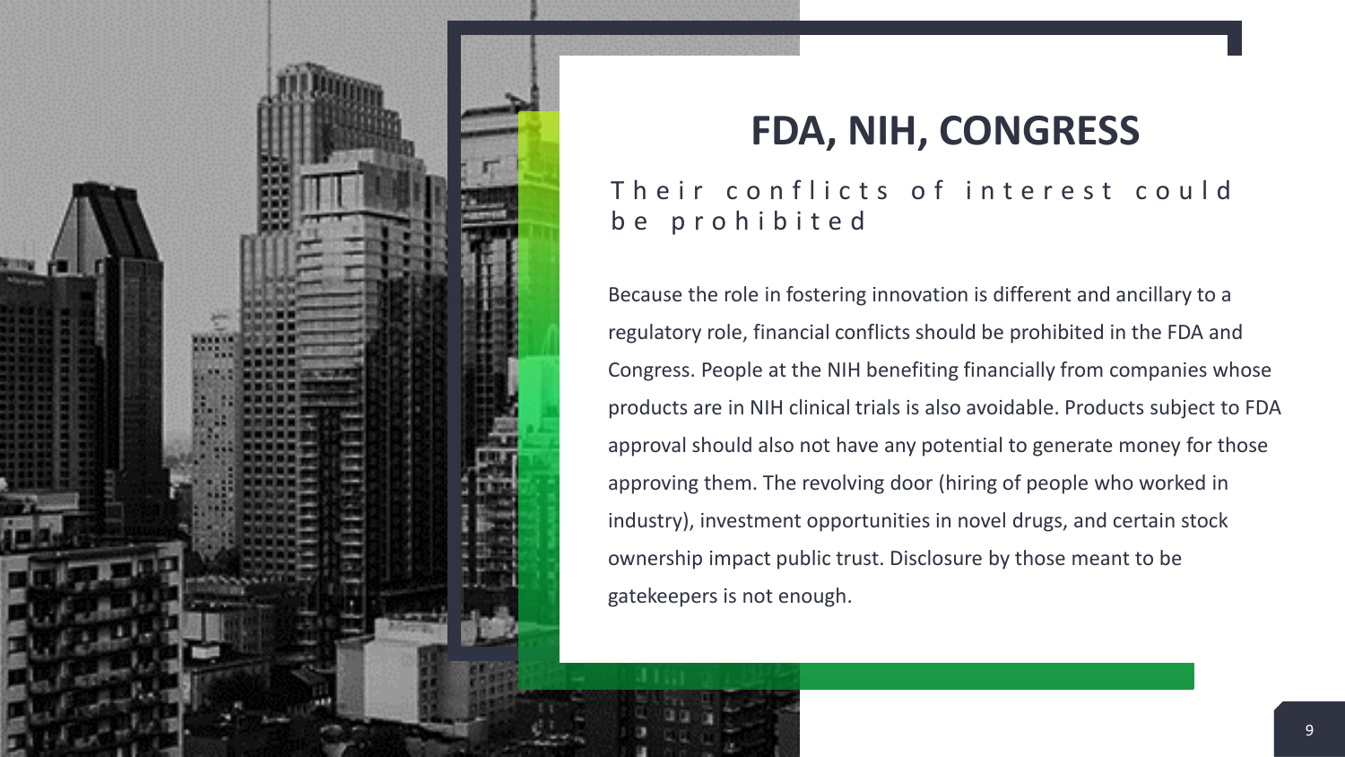# FDA, NIH, CONGRESS

## Their conflicts of interest could be prohibited

Because the role in fostering innovation is different and ancillary to a regulatory role, financial conflicts should be prohibited in the FDA and Congress. People at the NIH benefiting financially from companies whose products are in NIH clinical trials is also avoidable. Products subject to FDA approval should also not have any potential to generate money for those approving them. The revolving door (hiring of people who worked in industry), investment opportunities in novel drugs, and certain stock ownership impact public trust. Disclosure by those meant to be gatekeepers is not enough.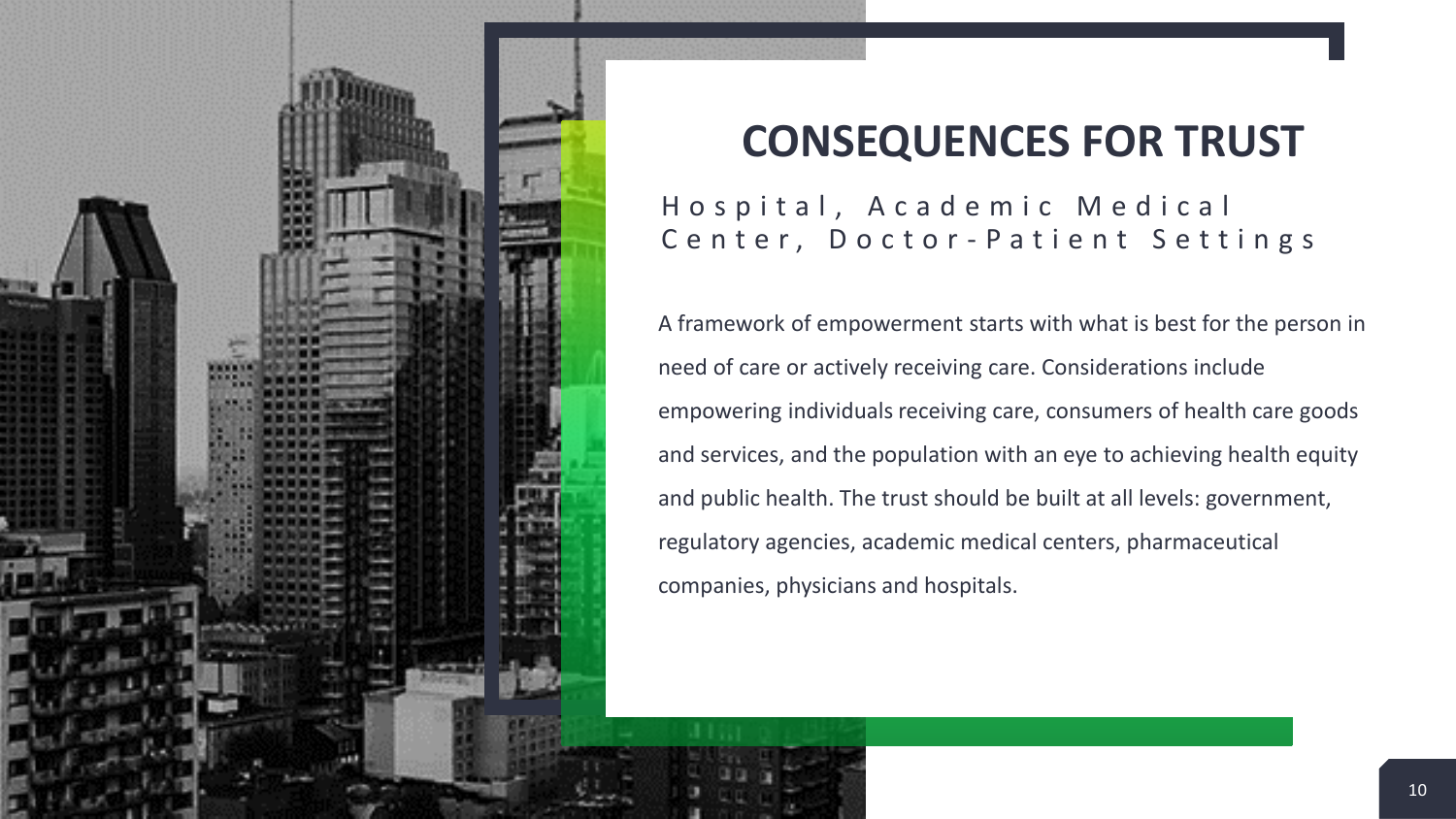# CONSEQUENCES FOR TRUST

## Hospital, Academic Medical Center, Doctor-Patient Settings

A framework of empowerment starts with what is best for the person in need of care or actively receiving care. Considerations include empowering individuals receiving care, consumers of health care goods and services, and the population with an eye to achieving health equity and public health. The trust should be built at all levels: government, regulatory agencies, academic medical centers, pharmaceutical companies, physicians and hospitals.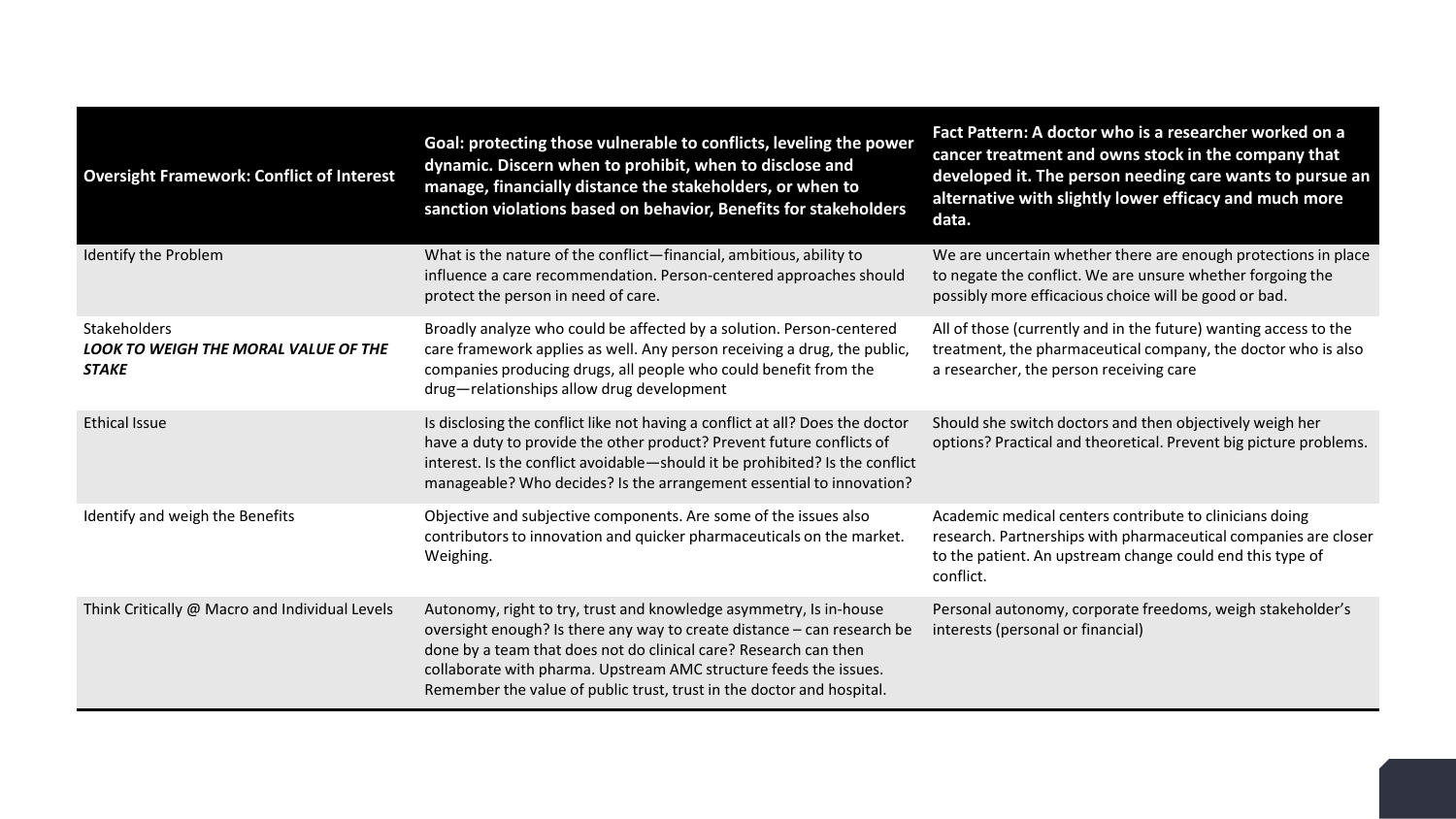| **Oversight Framework: Conflict of Interest** | **Goal: protecting those vulnerable to conflicts, leveling the power dynamic. Discern when to prohibit, when to disclose and manage, financially distance the stakeholders, or when to sanction violations based on behavior, Benefits for stakeholders** | **Fact Pattern: A doctor who is a researcher worked on a cancer treatment and owns stock in the company that developed it. The person needing care wants to pursue an alternative with slightly lower efficacy and much more data.** |
|---|---|---|
| Identify the Problem | What is the nature of the conflict—financial, ambitious, ability to influence a care recommendation. Person-centered approaches should protect the person in need of care. | We are uncertain whether there are enough protections in place to negate the conflict. We are unsure whether forgoing the possibly more efficacious choice will be good or bad. |
| Stakeholders<br>***LOOK TO WEIGH THE MORAL VALUE OF THE STAKE*** | Broadly analyze who could be affected by a solution. Person-centered care framework applies as well. Any person receiving a drug, the public, companies producing drugs, all people who could benefit from the drug—relationships allow drug development | All of those (currently and in the future) wanting access to the treatment, the pharmaceutical company, the doctor who is also a researcher, the person receiving care |
| Ethical Issue | Is disclosing the conflict like not having a conflict at all? Does the doctor have a duty to provide the other product? Prevent future conflicts of interest. Is the conflict avoidable—should it be prohibited? Is the conflict manageable? Who decides? Is the arrangement essential to innovation? | Should she switch doctors and then objectively weigh her options? Practical and theoretical. Prevent big picture problems. |
| Identify and weigh the Benefits | Objective and subjective components. Are some of the issues also contributors to innovation and quicker pharmaceuticals on the market. Weighing. | Academic medical centers contribute to clinicians doing research. Partnerships with pharmaceutical companies are closer to the patient. An upstream change could end this type of conflict. |
| Think Critically @ Macro and Individual Levels | Autonomy, right to try, trust and knowledge asymmetry, Is in-house oversight enough? Is there any way to create distance – can research be done by a team that does not do clinical care? Research can then collaborate with pharma. Upstream AMC structure feeds the issues. Remember the value of public trust, trust in the doctor and hospital. | Personal autonomy, corporate freedoms, weigh stakeholder's interests (personal or financial) |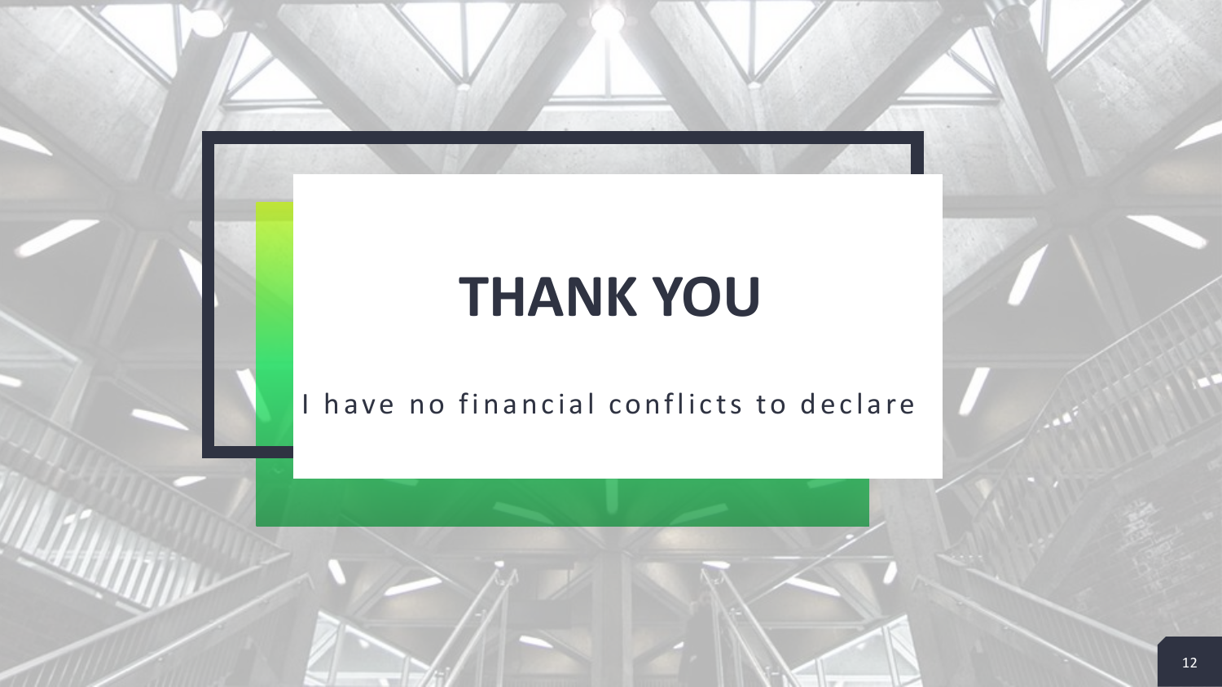# THANK YOU

I have no financial conflicts to declare